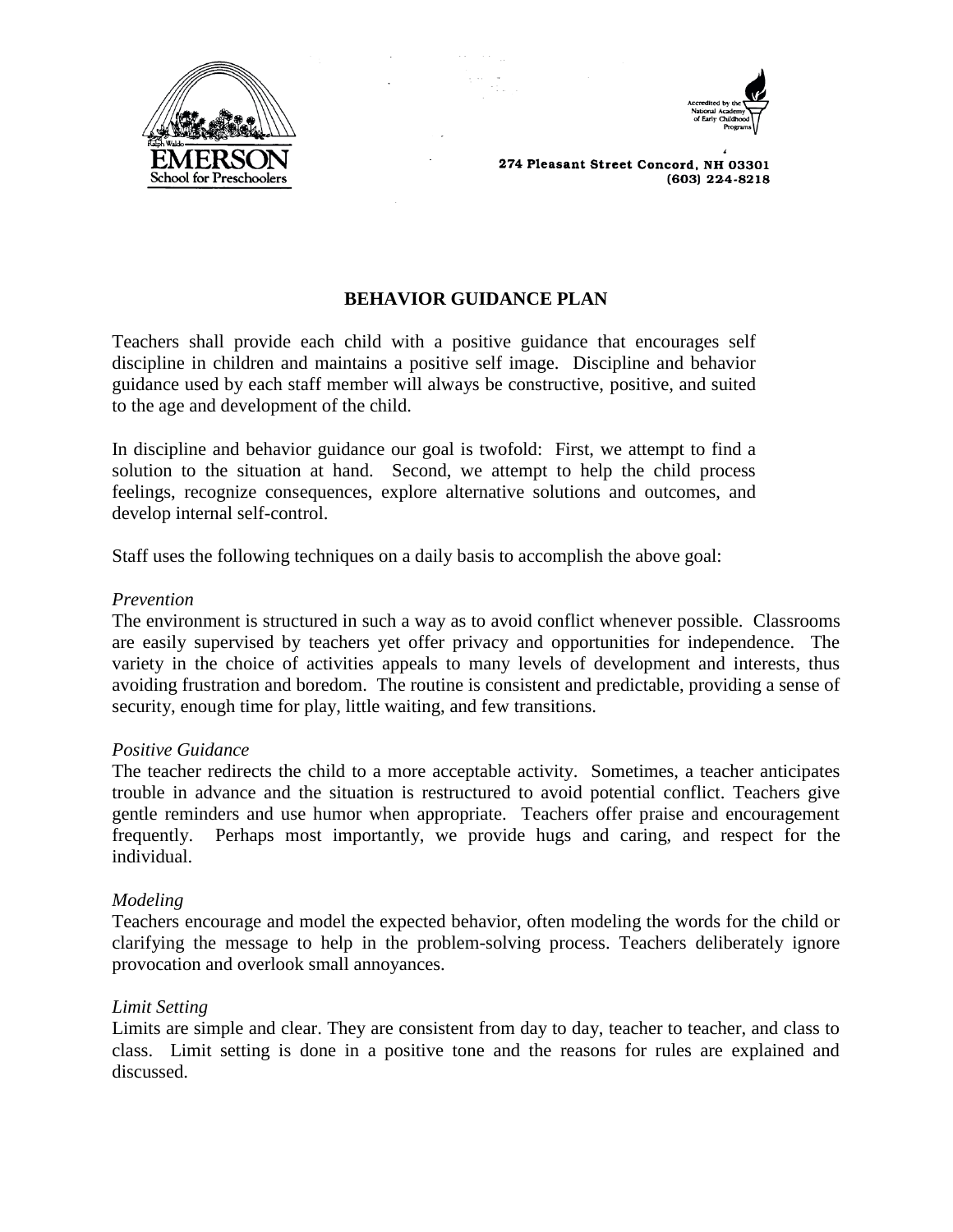Ralph Waldo
EMERSON
School for Preschoolers

Accredited by the National Academy of Early Childhood Programs

274 Pleasant Street Concord, NH 03301
(603) 224-8218

**BEHAVIOR GUIDANCE PLAN**

Teachers shall provide each child with a positive guidance that encourages self discipline in children and maintains a positive self image. Discipline and behavior guidance used by each staff member will always be constructive, positive, and suited to the age and development of the child.

In discipline and behavior guidance our goal is twofold: First, we attempt to find a solution to the situation at hand. Second, we attempt to help the child process feelings, recognize consequences, explore alternative solutions and outcomes, and develop internal self-control.

Staff uses the following techniques on a daily basis to accomplish the above goal:

*Prevention*

The environment is structured in such a way as to avoid conflict whenever possible. Classrooms are easily supervised by teachers yet offer privacy and opportunities for independence. The variety in the choice of activities appeals to many levels of development and interests, thus avoiding frustration and boredom. The routine is consistent and predictable, providing a sense of security, enough time for play, little waiting, and few transitions.

*Positive Guidance*

The teacher redirects the child to a more acceptable activity. Sometimes, a teacher anticipates trouble in advance and the situation is restructured to avoid potential conflict. Teachers give gentle reminders and use humor when appropriate. Teachers offer praise and encouragement frequently. Perhaps most importantly, we provide hugs and caring, and respect for the individual.

*Modeling*

Teachers encourage and model the expected behavior, often modeling the words for the child or clarifying the message to help in the problem-solving process. Teachers deliberately ignore provocation and overlook small annoyances.

*Limit Setting*

Limits are simple and clear. They are consistent from day to day, teacher to teacher, and class to class. Limit setting is done in a positive tone and the reasons for rules are explained and discussed.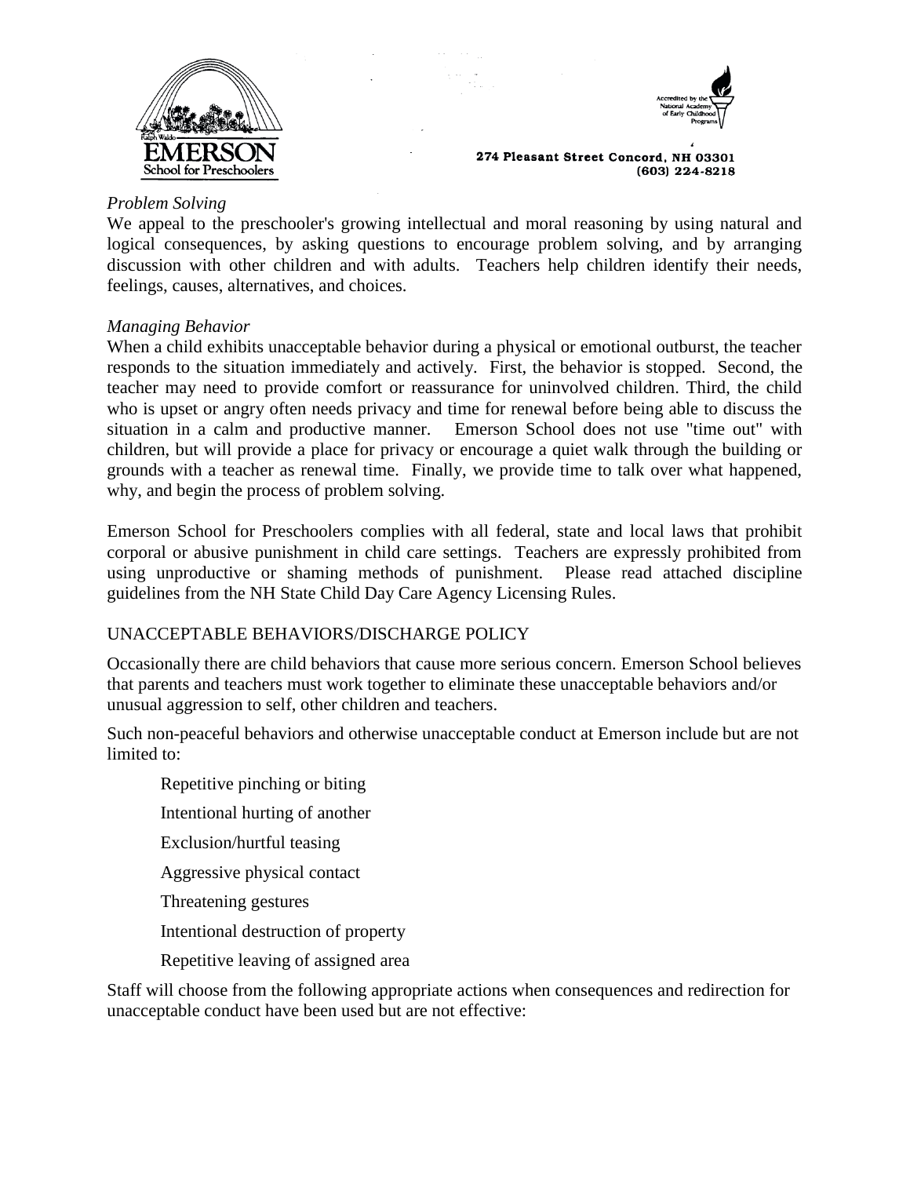*Problem Solving*

We appeal to the preschooler's growing intellectual and moral reasoning by using natural and logical consequences, by asking questions to encourage problem solving, and by arranging discussion with other children and with adults. Teachers help children identify their needs, feelings, causes, alternatives, and choices.

*Managing Behavior*

When a child exhibits unacceptable behavior during a physical or emotional outburst, the teacher responds to the situation immediately and actively. First, the behavior is stopped. Second, the teacher may need to provide comfort or reassurance for uninvolved children. Third, the child who is upset or angry often needs privacy and time for renewal before being able to discuss the situation in a calm and productive manner. Emerson School does not use "time out" with children, but will provide a place for privacy or encourage a quiet walk through the building or grounds with a teacher as renewal time. Finally, we provide time to talk over what happened, why, and begin the process of problem solving.

Emerson School for Preschoolers complies with all federal, state and local laws that prohibit corporal or abusive punishment in child care settings. Teachers are expressly prohibited from using unproductive or shaming methods of punishment. Please read attached discipline guidelines from the NH State Child Day Care Agency Licensing Rules.

UNACCEPTABLE BEHAVIORS/DISCHARGE POLICY

Occasionally there are child behaviors that cause more serious concern. Emerson School believes that parents and teachers must work together to eliminate these unacceptable behaviors and/or unusual aggression to self, other children and teachers.

Such non-peaceful behaviors and otherwise unacceptable conduct at Emerson include but are not limited to:

- Repetitive pinching or biting
- Intentional hurting of another
- Exclusion/hurtful teasing
- Aggressive physical contact
- Threatening gestures
- Intentional destruction of property
- Repetitive leaving of assigned area

Staff will choose from the following appropriate actions when consequences and redirection for unacceptable conduct have been used but are not effective: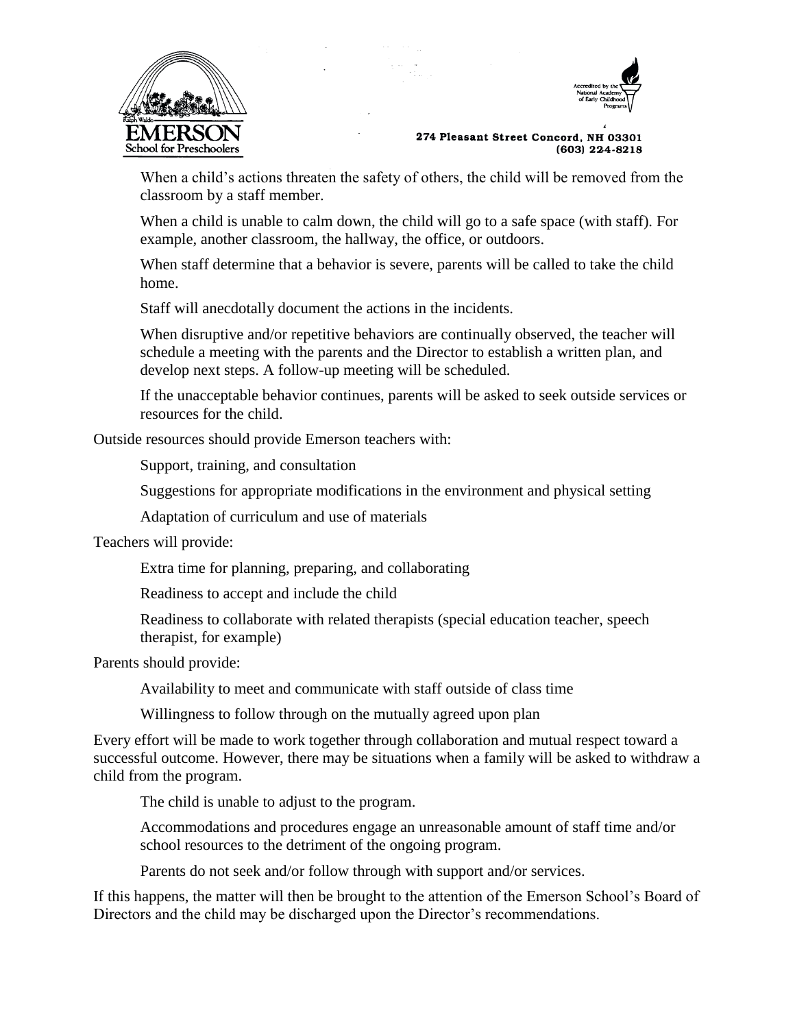- When a child's actions threaten the safety of others, the child will be removed from the classroom by a staff member.
- When a child is unable to calm down, the child will go to a safe space (with staff). For example, another classroom, the hallway, the office, or outdoors.
- When staff determine that a behavior is severe, parents will be called to take the child home.
- Staff will anecdotally document the actions in the incidents.
- When disruptive and/or repetitive behaviors are continually observed, the teacher will schedule a meeting with the parents and the Director to establish a written plan, and develop next steps. A follow-up meeting will be scheduled.
- If the unacceptable behavior continues, parents will be asked to seek outside services or resources for the child.

Outside resources should provide Emerson teachers with:

- Support, training, and consultation
- Suggestions for appropriate modifications in the environment and physical setting
- Adaptation of curriculum and use of materials

Teachers will provide:

- Extra time for planning, preparing, and collaborating
- Readiness to accept and include the child
- Readiness to collaborate with related therapists (special education teacher, speech therapist, for example)

Parents should provide:

- Availability to meet and communicate with staff outside of class time
- Willingness to follow through on the mutually agreed upon plan

Every effort will be made to work together through collaboration and mutual respect toward a successful outcome. However, there may be situations when a family will be asked to withdraw a child from the program.

- The child is unable to adjust to the program.
- Accommodations and procedures engage an unreasonable amount of staff time and/or school resources to the detriment of the ongoing program.
- Parents do not seek and/or follow through with support and/or services.

If this happens, the matter will then be brought to the attention of the Emerson School's Board of Directors and the child may be discharged upon the Director's recommendations.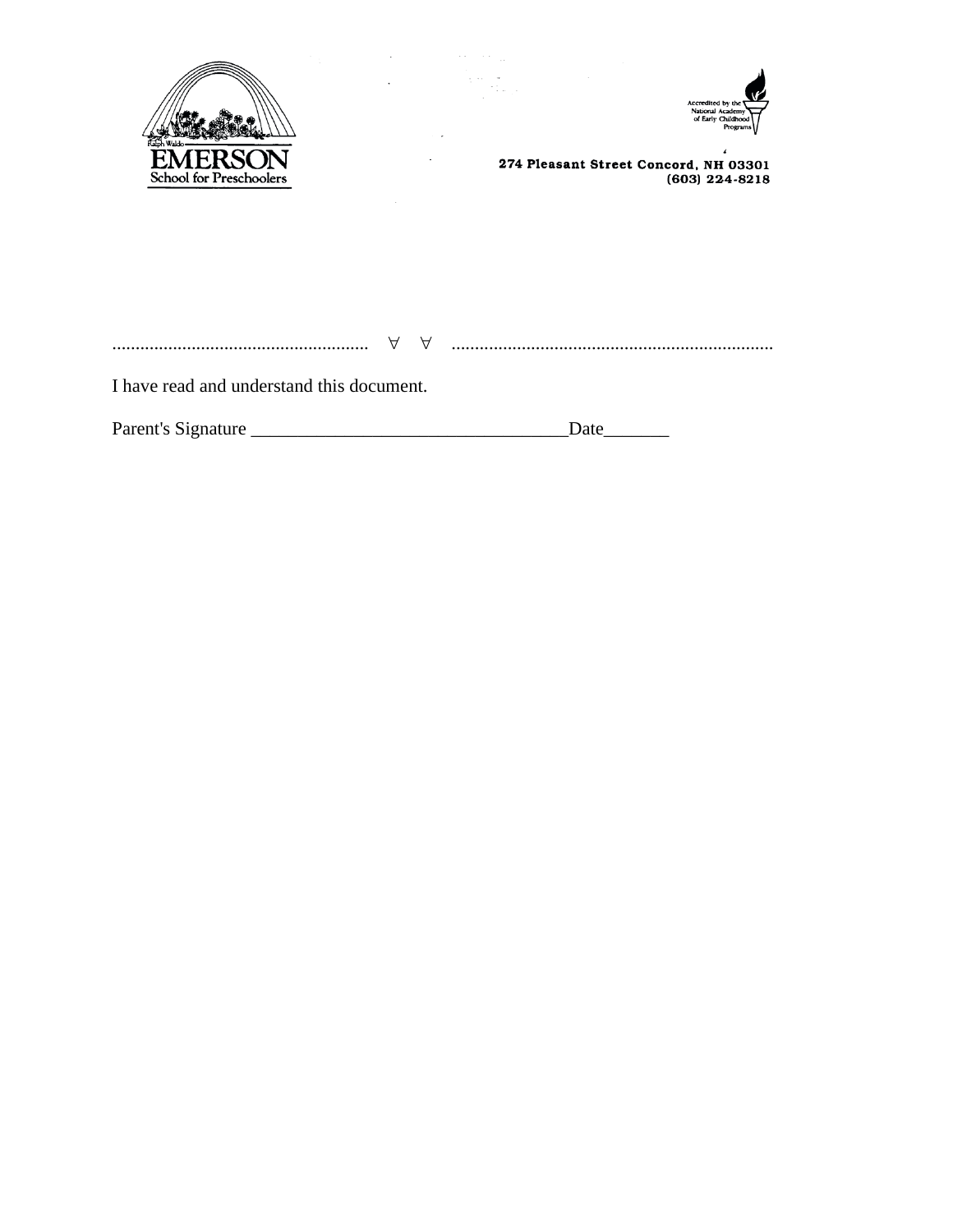**Ralph Waldo EMERSON School for Preschoolers**

Accredited by the National Academy of Early Childhood Programs

274 Pleasant Street Concord, NH 03301
(603) 224-8218

...................................................... ∀ ∀ ....................................................................

I have read and understand this document.

Parent's Signature _________________________________Date_______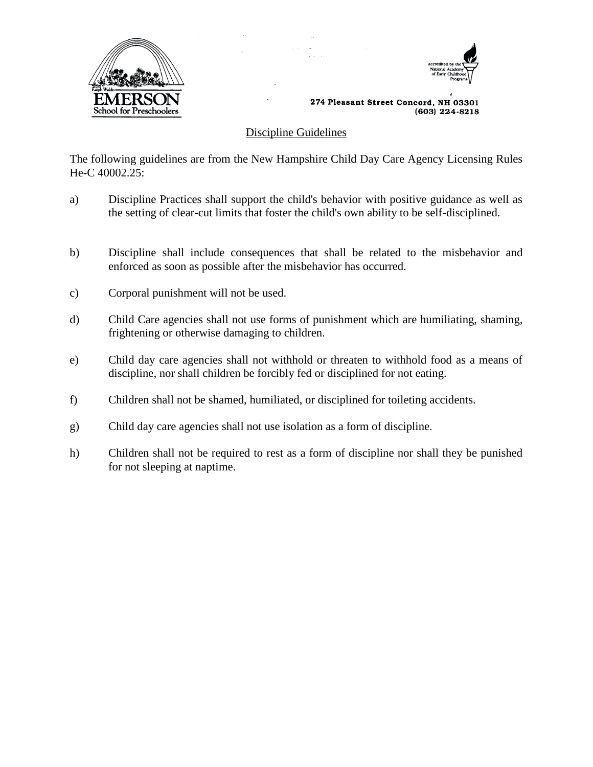Ralph Waldo EMERSON School for Preschoolers

Accredited by the National Academy of Early Childhood Programs

274 Pleasant Street Concord, NH 03301
(603) 224-8218

## Discipline Guidelines

The following guidelines are from the New Hampshire Child Day Care Agency Licensing Rules He-C 40002.25:

a) Discipline Practices shall support the child's behavior with positive guidance as well as the setting of clear-cut limits that foster the child's own ability to be self-disciplined.

b) Discipline shall include consequences that shall be related to the misbehavior and enforced as soon as possible after the misbehavior has occurred.

c) Corporal punishment will not be used.

d) Child Care agencies shall not use forms of punishment which are humiliating, shaming, frightening or otherwise damaging to children.

e) Child day care agencies shall not withhold or threaten to withhold food as a means of discipline, nor shall children be forcibly fed or disciplined for not eating.

f) Children shall not be shamed, humiliated, or disciplined for toileting accidents.

g) Child day care agencies shall not use isolation as a form of discipline.

h) Children shall not be required to rest as a form of discipline nor shall they be punished for not sleeping at naptime.